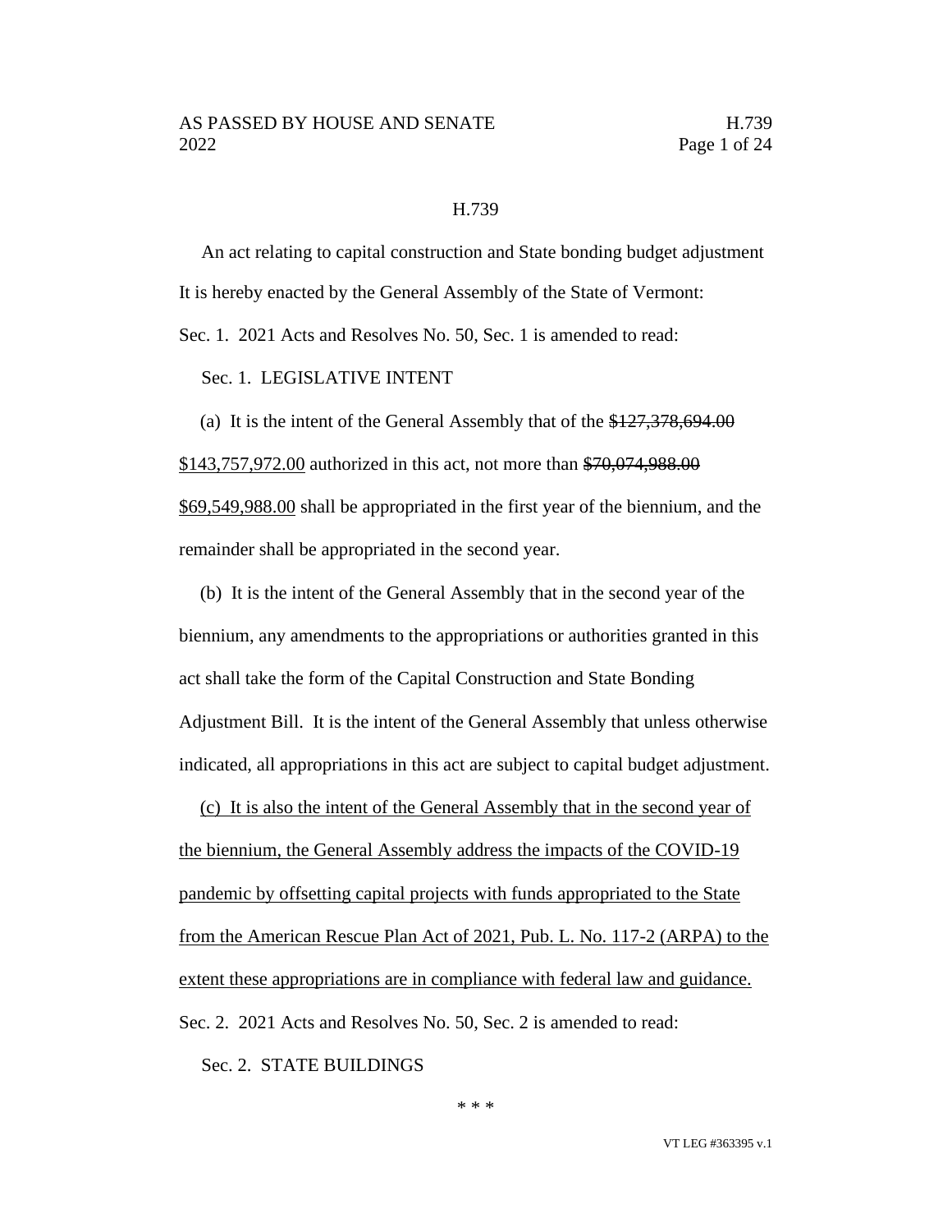H.739

An act relating to capital construction and State bonding budget adjustment

It is hereby enacted by the General Assembly of the State of Vermont:

Sec. 1. 2021 Acts and Resolves No. 50, Sec. 1 is amended to read:

Sec. 1. LEGISLATIVE INTENT

(a) It is the intent of the General Assembly that of the ~~$127,378,694.00~~ <u>$143,757,972.00</u> authorized in this act, not more than ~~$70,074,988.00~~ <u>$69,549,988.00</u> shall be appropriated in the first year of the biennium, and the remainder shall be appropriated in the second year.

(b) It is the intent of the General Assembly that in the second year of the biennium, any amendments to the appropriations or authorities granted in this act shall take the form of the Capital Construction and State Bonding Adjustment Bill. It is the intent of the General Assembly that unless otherwise indicated, all appropriations in this act are subject to capital budget adjustment.

<u>(c) It is also the intent of the General Assembly that in the second year of the biennium, the General Assembly address the impacts of the COVID-19 pandemic by offsetting capital projects with funds appropriated to the State from the American Rescue Plan Act of 2021, Pub. L. No. 117-2 (ARPA) to the extent these appropriations are in compliance with federal law and guidance.</u>

Sec. 2. 2021 Acts and Resolves No. 50, Sec. 2 is amended to read:

Sec. 2. STATE BUILDINGS

\* \* \*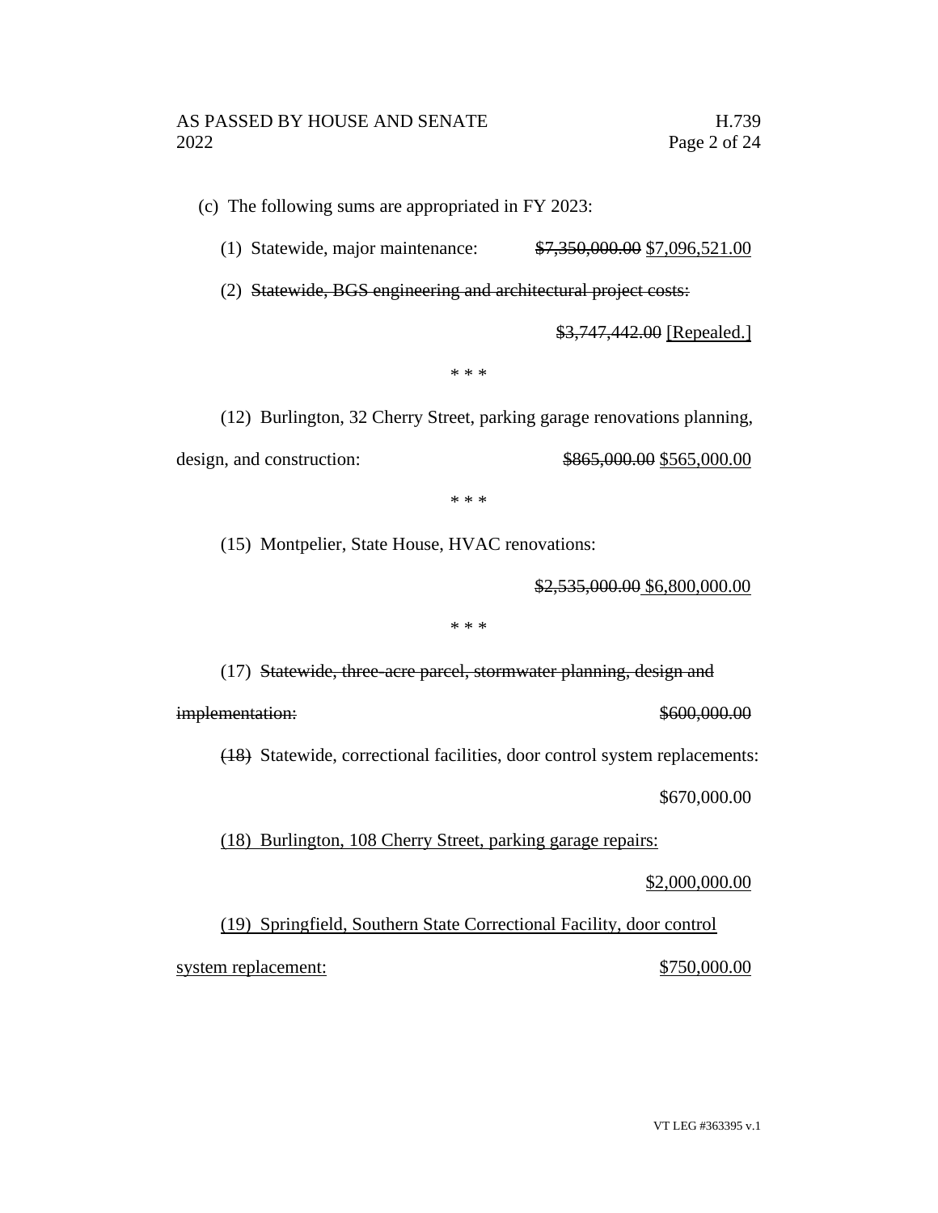(c) The following sums are appropriated in FY 2023:

(1) Statewide, major maintenance: ~~$7,350,000.00~~ <u>$7,096,521.00</u>

(2) ~~Statewide, BGS engineering and architectural project costs:~~

~~$3,747,442.00~~ <u>[Repealed.]</u>

\* \* \*

(12) Burlington, 32 Cherry Street, parking garage renovations planning, design, and construction: ~~$865,000.00~~ <u>$565,000.00</u>

\* \* \*

(15) Montpelier, State House, HVAC renovations:

~~$2,535,000.00~~ <u>$6,800,000.00</u>

\* \* \*

(17) ~~Statewide, three-acre parcel, stormwater planning, design and implementation:~~ ~~$600,000.00~~

~~(18)~~ Statewide, correctional facilities, door control system replacements:

$670,000.00

<u>(18) Burlington, 108 Cherry Street, parking garage repairs:</u>

<u>$2,000,000.00</u>

<u>(19) Springfield, Southern State Correctional Facility, door control system replacement:</u> <u>$750,000.00</u>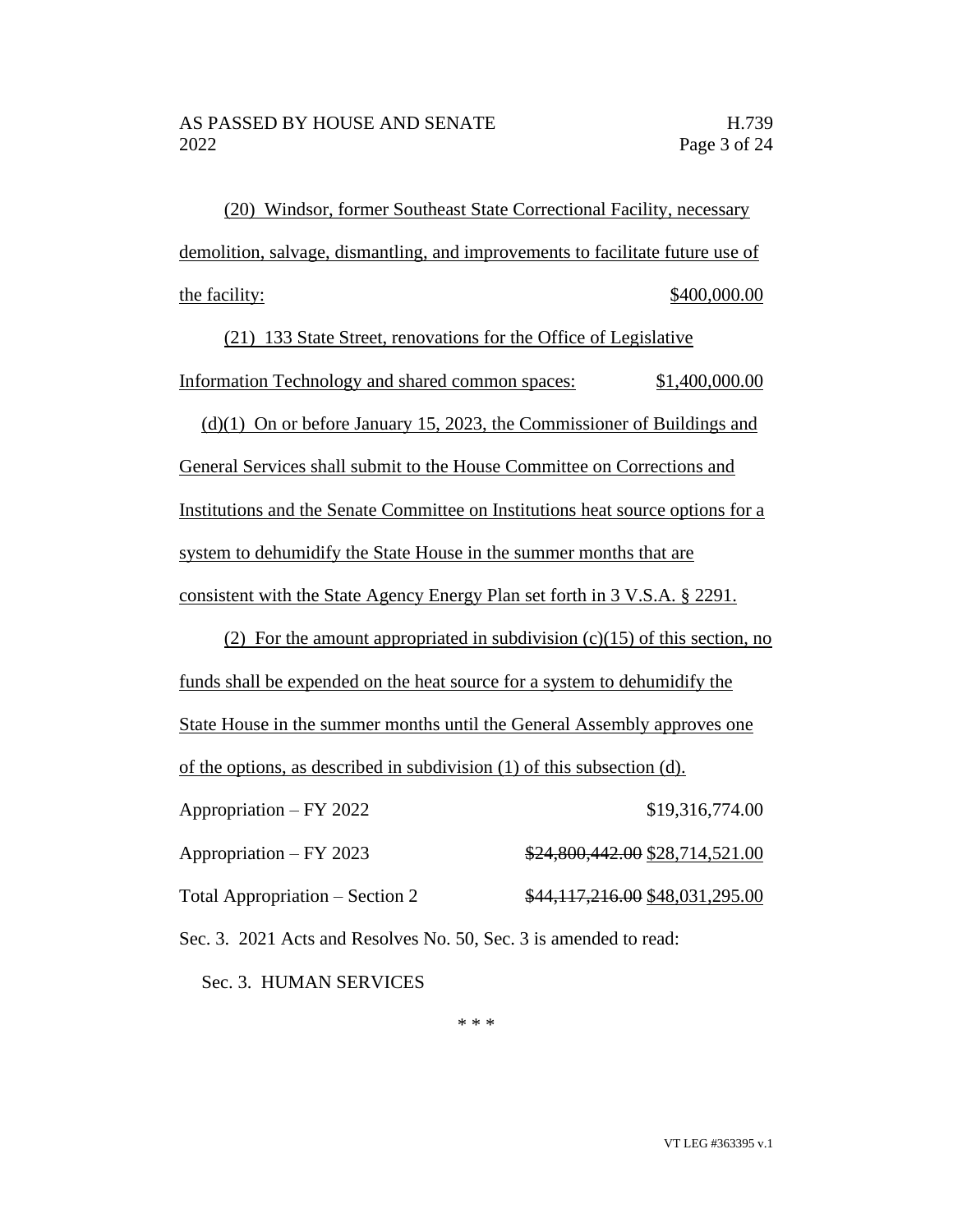(20) Windsor, former Southeast State Correctional Facility, necessary demolition, salvage, dismantling, and improvements to facilitate future use of the facility: $400,000.00

(21) 133 State Street, renovations for the Office of Legislative Information Technology and shared common spaces: $1,400,000.00

(d)(1) On or before January 15, 2023, the Commissioner of Buildings and General Services shall submit to the House Committee on Corrections and Institutions and the Senate Committee on Institutions heat source options for a system to dehumidify the State House in the summer months that are consistent with the State Agency Energy Plan set forth in 3 V.S.A. § 2291.

(2) For the amount appropriated in subdivision (c)(15) of this section, no funds shall be expended on the heat source for a system to dehumidify the State House in the summer months until the General Assembly approves one of the options, as described in subdivision (1) of this subsection (d).

Appropriation – FY 2022 $19,316,774.00

Appropriation – FY 2023 ~~$24,800,442.00~~ $28,714,521.00

Total Appropriation – Section 2 ~~$44,117,216.00~~ $48,031,295.00

Sec. 3. 2021 Acts and Resolves No. 50, Sec. 3 is amended to read:

Sec. 3. HUMAN SERVICES

\* \* \*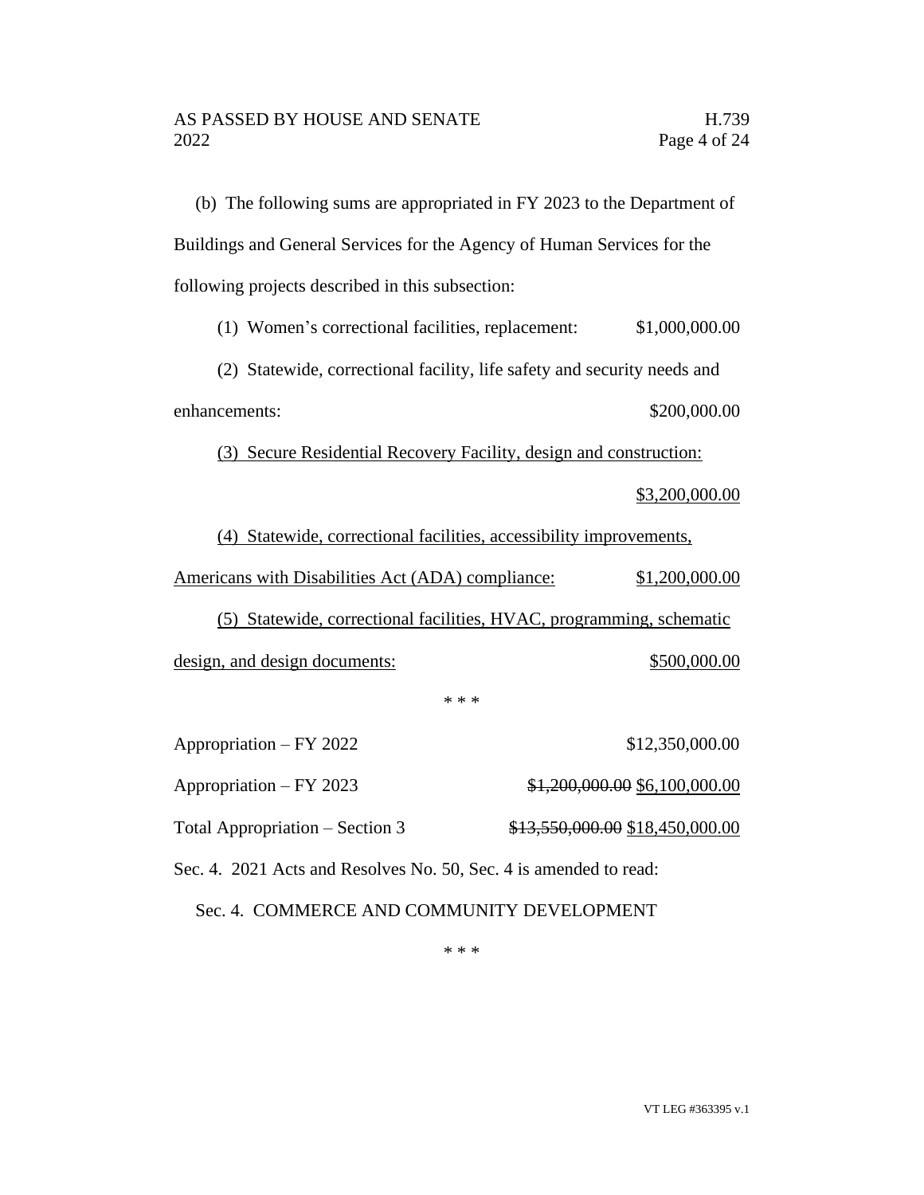(b) The following sums are appropriated in FY 2023 to the Department of Buildings and General Services for the Agency of Human Services for the following projects described in this subsection:

(1) Women's correctional facilities, replacement: $1,000,000.00

(2) Statewide, correctional facility, life safety and security needs and enhancements: $200,000.00

<u>(3) Secure Residential Recovery Facility, design and construction: $3,200,000.00</u>

<u>(4) Statewide, correctional facilities, accessibility improvements, Americans with Disabilities Act (ADA) compliance: $1,200,000.00</u>

<u>(5) Statewide, correctional facilities, HVAC, programming, schematic design, and design documents: $500,000.00</u>

\* \* \*

Appropriation – FY 2022 $12,350,000.00

Appropriation – FY 2023 ~~$1,200,000.00~~ <u>$6,100,000.00</u>

Total Appropriation – Section 3 ~~$13,550,000.00~~ <u>$18,450,000.00</u>

Sec. 4. 2021 Acts and Resolves No. 50, Sec. 4 is amended to read:

Sec. 4. COMMERCE AND COMMUNITY DEVELOPMENT

\* \* \*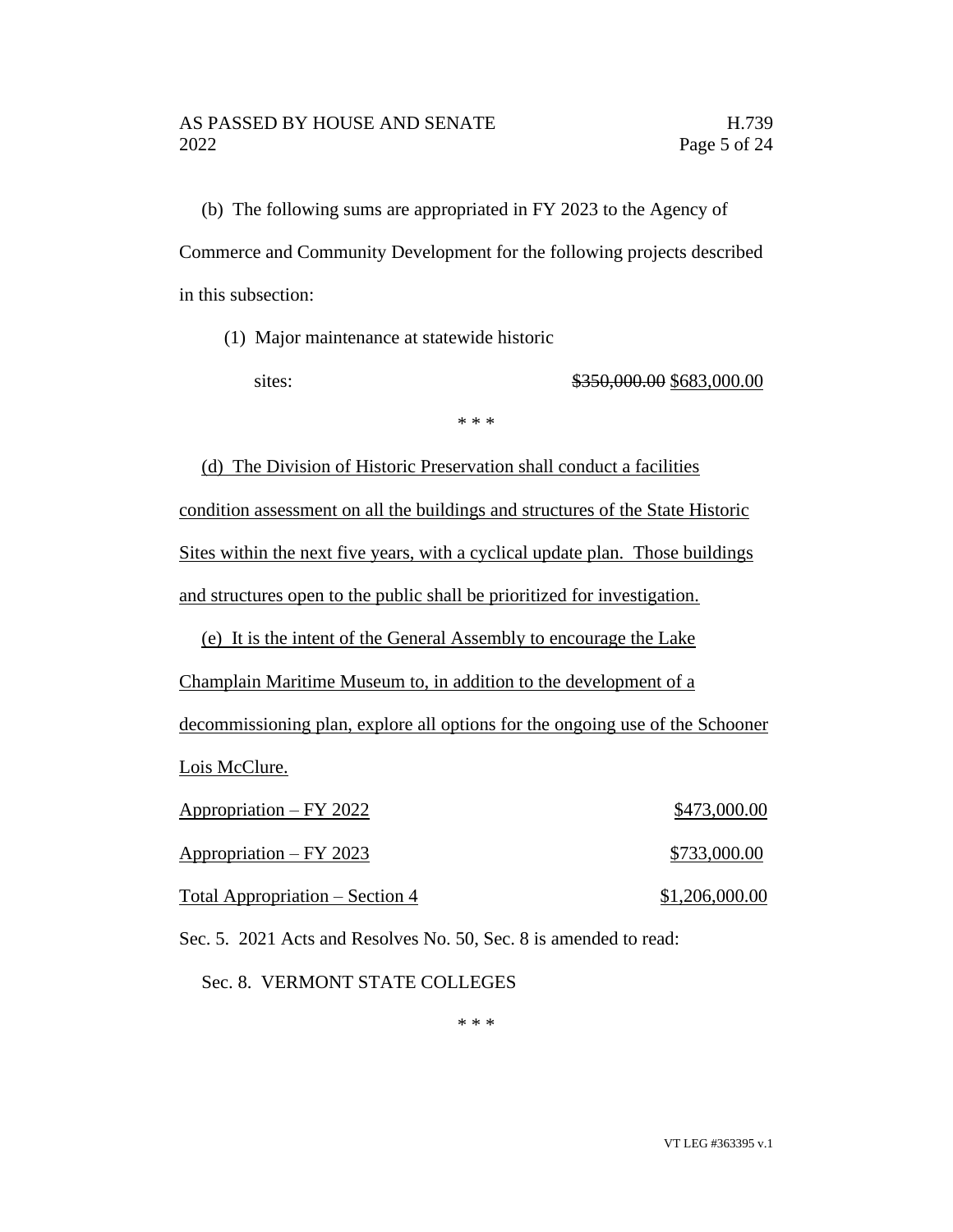(b) The following sums are appropriated in FY 2023 to the Agency of Commerce and Community Development for the following projects described in this subsection:

(1) Major maintenance at statewide historic sites: ~~$350,000.00~~ <u>$683,000.00</u>

\* \* \*

<u>(d) The Division of Historic Preservation shall conduct a facilities condition assessment on all the buildings and structures of the State Historic Sites within the next five years, with a cyclical update plan. Those buildings and structures open to the public shall be prioritized for investigation.</u>

<u>(e) It is the intent of the General Assembly to encourage the Lake Champlain Maritime Museum to, in addition to the development of a decommissioning plan, explore all options for the ongoing use of the Schooner Lois McClure.</u>

| | |
|---|---|
| <u>Appropriation – FY 2022</u> | <u>$473,000.00</u> |
| <u>Appropriation – FY 2023</u> | <u>$733,000.00</u> |
| <u>Total Appropriation – Section 4</u> | <u>$1,206,000.00</u> |

Sec. 5. 2021 Acts and Resolves No. 50, Sec. 8 is amended to read:

Sec. 8. VERMONT STATE COLLEGES

\* \* \*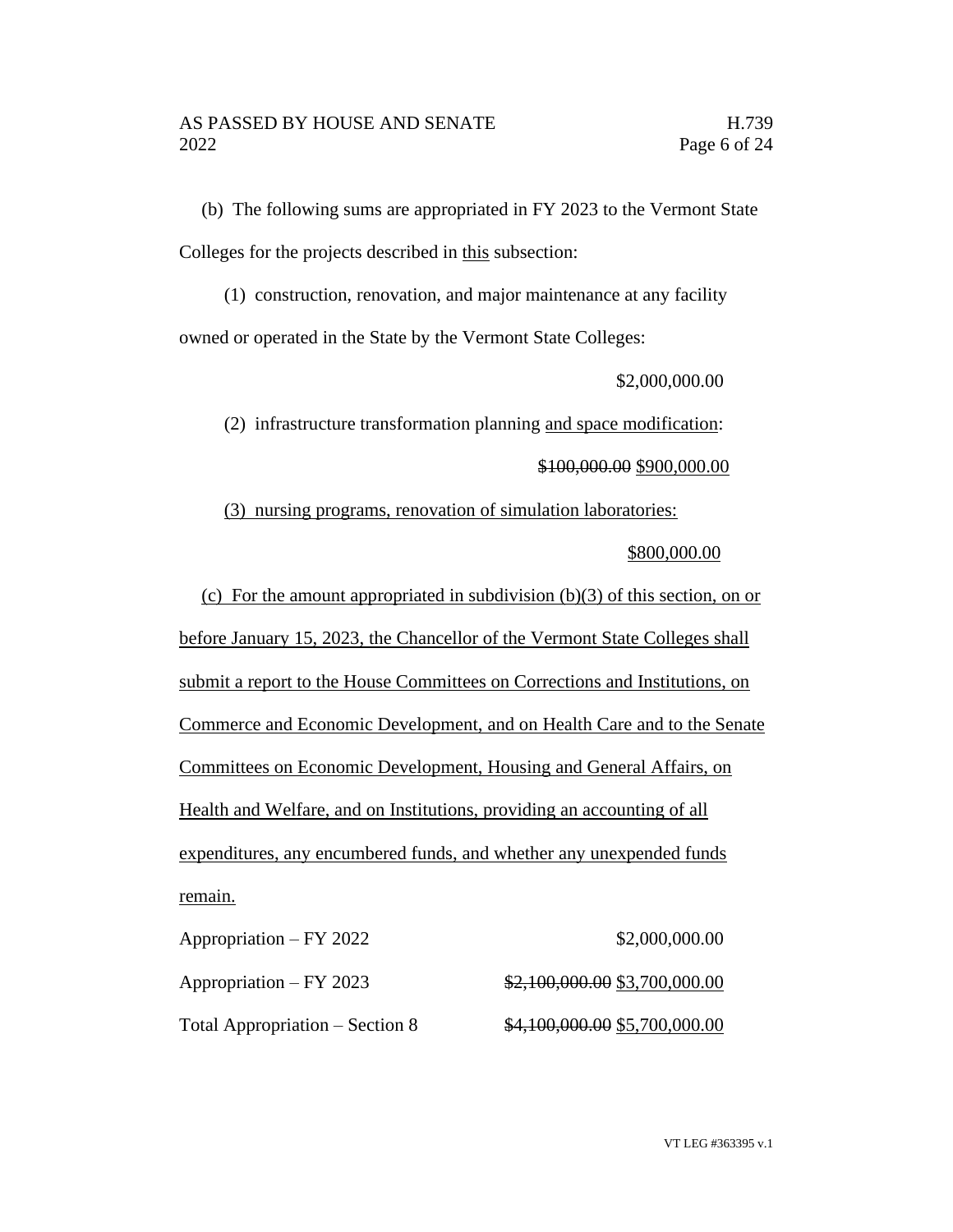(b) The following sums are appropriated in FY 2023 to the Vermont State Colleges for the projects described in <u>this</u> subsection:

(1) construction, renovation, and major maintenance at any facility owned or operated in the State by the Vermont State Colleges:

$2,000,000.00

(2) infrastructure transformation planning <u>and space modification</u>:

~~$100,000.00~~ <u>$900,000.00</u>

<u>(3) nursing programs, renovation of simulation laboratories:</u>

<u>$800,000.00</u>

<u>(c) For the amount appropriated in subdivision (b)(3) of this section, on or before January 15, 2023, the Chancellor of the Vermont State Colleges shall submit a report to the House Committees on Corrections and Institutions, on Commerce and Economic Development, and on Health Care and to the Senate Committees on Economic Development, Housing and General Affairs, on Health and Welfare, and on Institutions, providing an accounting of all expenditures, any encumbered funds, and whether any unexpended funds remain.</u>

| | |
|---|---|
| Appropriation – FY 2022 | $2,000,000.00 |
| Appropriation – FY 2023 | ~~$2,100,000.00~~ <u>$3,700,000.00</u> |
| Total Appropriation – Section 8 | ~~$4,100,000.00~~ <u>$5,700,000.00</u> |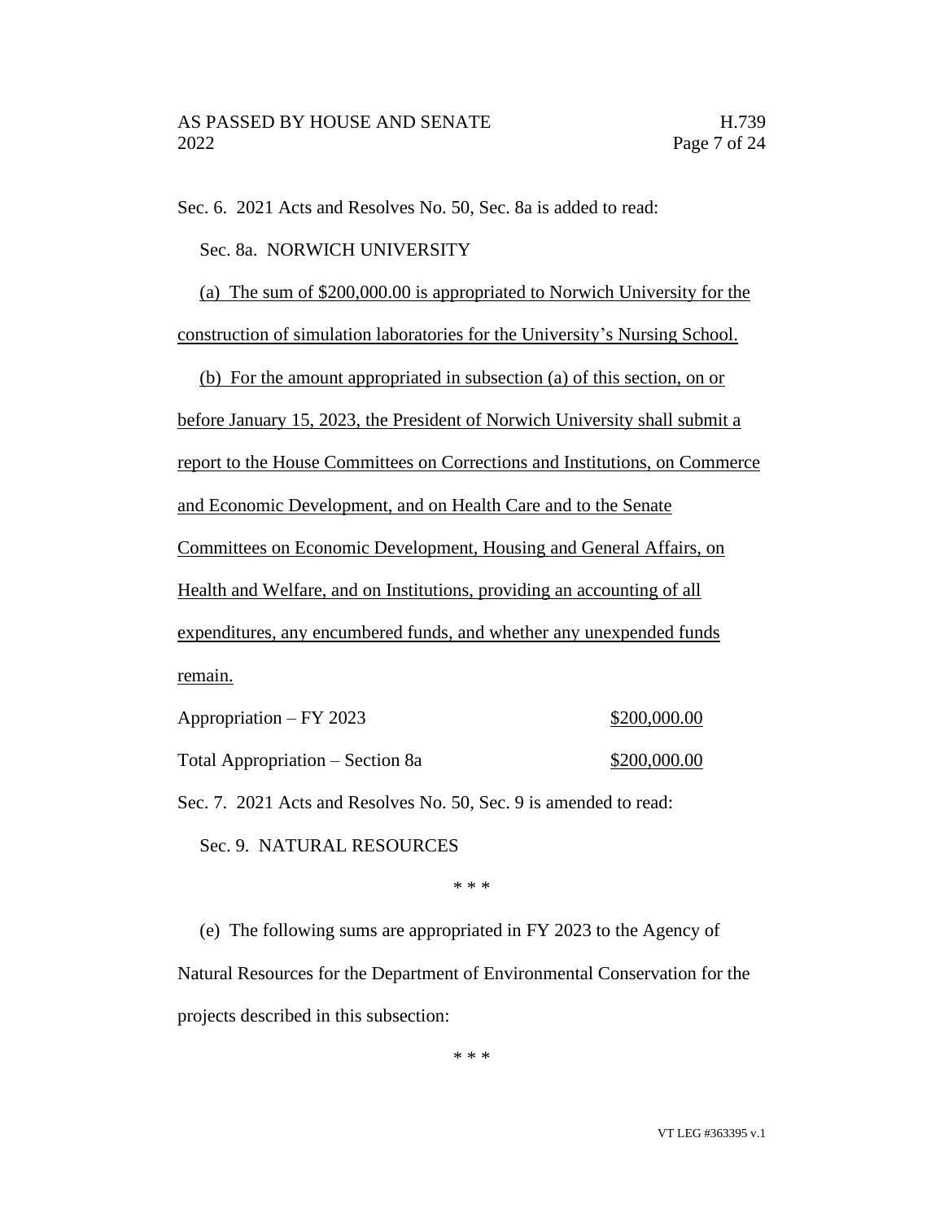Sec. 6. 2021 Acts and Resolves No. 50, Sec. 8a is added to read:

Sec. 8a. NORWICH UNIVERSITY

(a) The sum of $200,000.00 is appropriated to Norwich University for the construction of simulation laboratories for the University's Nursing School.

(b) For the amount appropriated in subsection (a) of this section, on or before January 15, 2023, the President of Norwich University shall submit a report to the House Committees on Corrections and Institutions, on Commerce and Economic Development, and on Health Care and to the Senate Committees on Economic Development, Housing and General Affairs, on Health and Welfare, and on Institutions, providing an accounting of all expenditures, any encumbered funds, and whether any unexpended funds remain.

| | |
|---|---|
| Appropriation – FY 2023 | $200,000.00 |
| Total Appropriation – Section 8a | $200,000.00 |

Sec. 7. 2021 Acts and Resolves No. 50, Sec. 9 is amended to read:

Sec. 9. NATURAL RESOURCES

\* \* \*

(e) The following sums are appropriated in FY 2023 to the Agency of Natural Resources for the Department of Environmental Conservation for the projects described in this subsection:

\* \* \*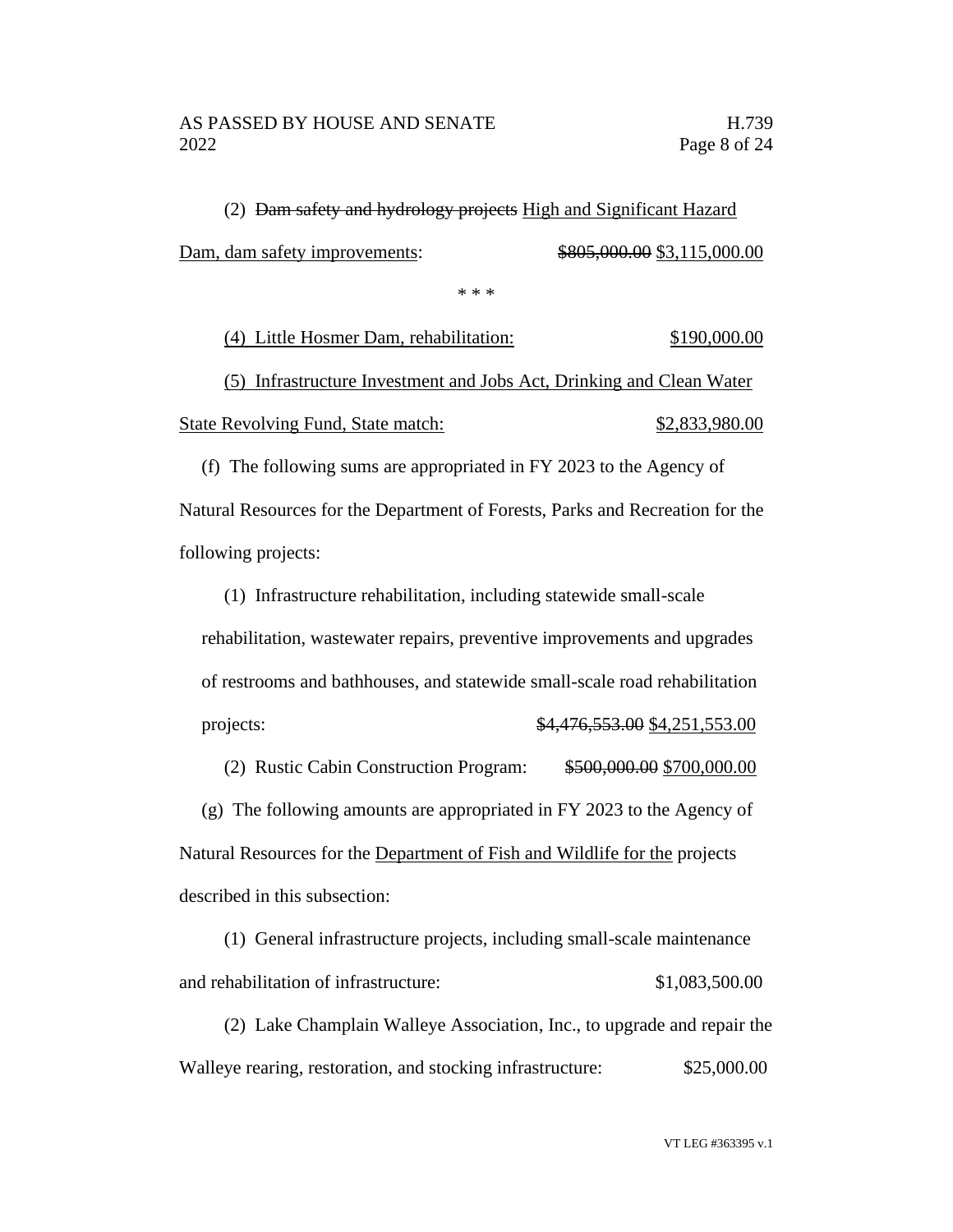(2) ~~Dam safety and hydrology projects~~ <u>High and Significant Hazard Dam, dam safety improvements</u>: ~~$805,000.00~~ <u>$3,115,000.00</u>

\* \* \*

<u>(4) Little Hosmer Dam, rehabilitation: $190,000.00</u>

<u>(5) Infrastructure Investment and Jobs Act, Drinking and Clean Water State Revolving Fund, State match: $2,833,980.00</u>

(f) The following sums are appropriated in FY 2023 to the Agency of Natural Resources for the Department of Forests, Parks and Recreation for the following projects:

(1) Infrastructure rehabilitation, including statewide small-scale rehabilitation, wastewater repairs, preventive improvements and upgrades of restrooms and bathhouses, and statewide small-scale road rehabilitation projects: ~~$4,476,553.00~~ <u>$4,251,553.00</u>

(2) Rustic Cabin Construction Program: ~~$500,000.00~~ <u>$700,000.00</u>

(g) The following amounts are appropriated in FY 2023 to the Agency of Natural Resources for the <u>Department of Fish and Wildlife for the</u> projects described in this subsection:

(1) General infrastructure projects, including small-scale maintenance and rehabilitation of infrastructure: $1,083,500.00

(2) Lake Champlain Walleye Association, Inc., to upgrade and repair the Walleye rearing, restoration, and stocking infrastructure: $25,000.00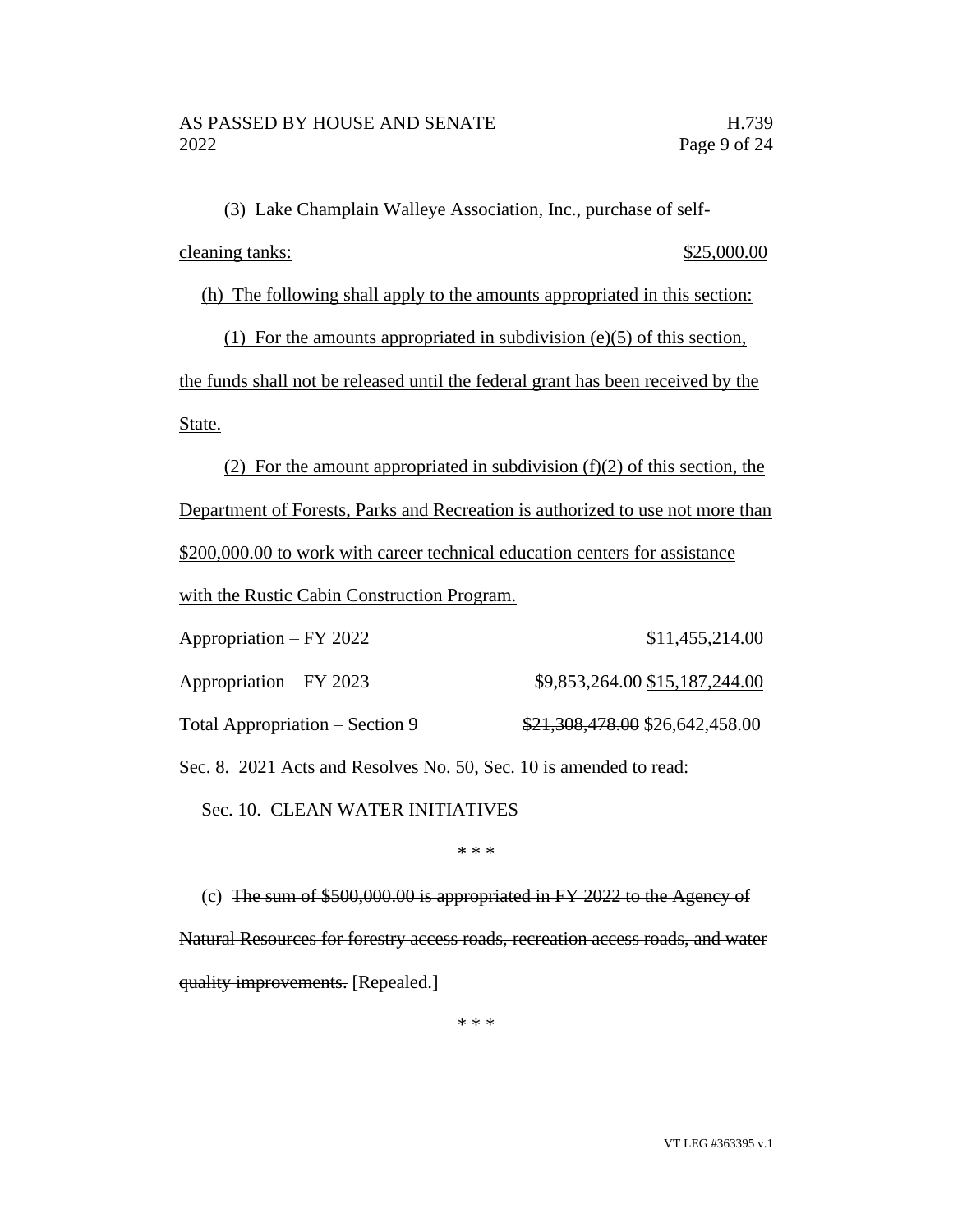(3) Lake Champlain Walleye Association, Inc., purchase of self-cleaning tanks: $25,000.00

(h) The following shall apply to the amounts appropriated in this section:

(1) For the amounts appropriated in subdivision (e)(5) of this section, the funds shall not be released until the federal grant has been received by the State.

(2) For the amount appropriated in subdivision (f)(2) of this section, the Department of Forests, Parks and Recreation is authorized to use not more than $200,000.00 to work with career technical education centers for assistance with the Rustic Cabin Construction Program.

Appropriation – FY 2022 $11,455,214.00

Appropriation – FY 2023 ~~$9,853,264.00~~ $15,187,244.00

Total Appropriation – Section 9 ~~$21,308,478.00~~ $26,642,458.00

Sec. 8. 2021 Acts and Resolves No. 50, Sec. 10 is amended to read:

Sec. 10. CLEAN WATER INITIATIVES

* * *

(c) ~~The sum of $500,000.00 is appropriated in FY 2022 to the Agency of Natural Resources for forestry access roads, recreation access roads, and water quality improvements.~~ [Repealed.]

* * *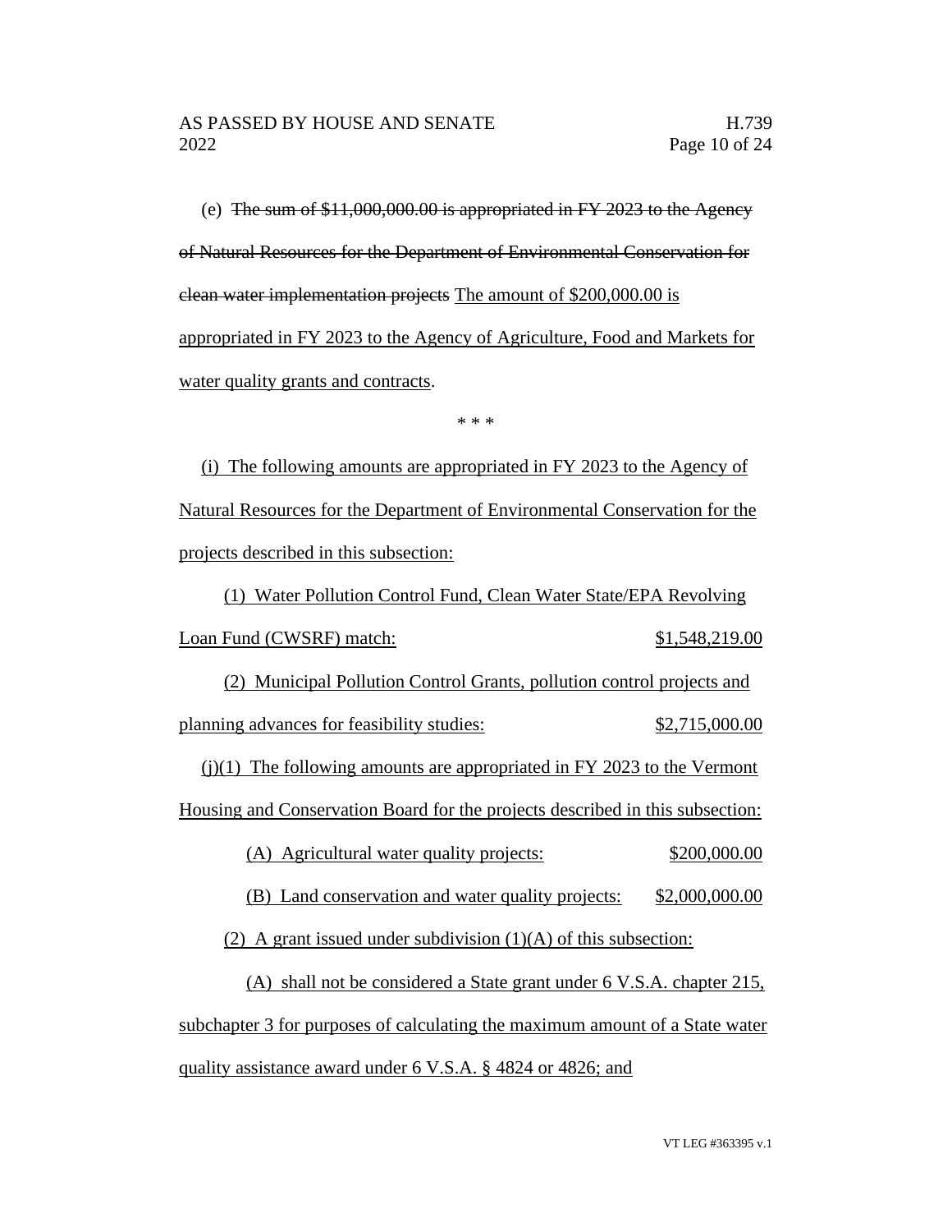(e) ~~The sum of $11,000,000.00 is appropriated in FY 2023 to the Agency of Natural Resources for the Department of Environmental Conservation for clean water implementation projects~~ <u>The amount of $200,000.00 is appropriated in FY 2023 to the Agency of Agriculture, Food and Markets for water quality grants and contracts</u>.

\* \* \*

<u>(i) The following amounts are appropriated in FY 2023 to the Agency of Natural Resources for the Department of Environmental Conservation for the projects described in this subsection:</u>

<u>(1) Water Pollution Control Fund, Clean Water State/EPA Revolving Loan Fund (CWSRF) match: $1,548,219.00</u>

<u>(2) Municipal Pollution Control Grants, pollution control projects and planning advances for feasibility studies: $2,715,000.00</u>

<u>(j)(1) The following amounts are appropriated in FY 2023 to the Vermont Housing and Conservation Board for the projects described in this subsection:</u>

<u>(A) Agricultural water quality projects: $200,000.00</u>

<u>(B) Land conservation and water quality projects: $2,000,000.00</u>

<u>(2) A grant issued under subdivision (1)(A) of this subsection:</u>

<u>(A) shall not be considered a State grant under 6 V.S.A. chapter 215, subchapter 3 for purposes of calculating the maximum amount of a State water quality assistance award under 6 V.S.A. § 4824 or 4826; and</u>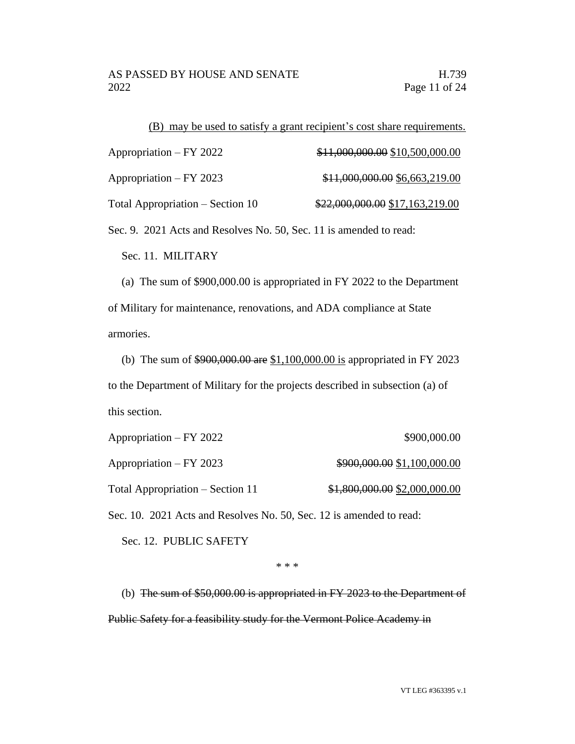(B) may be used to satisfy a grant recipient's cost share requirements.

Appropriation – FY 2022 ~~$11,000,000.00~~ $10,500,000.00

Appropriation – FY 2023 ~~$11,000,000.00~~ $6,663,219.00

Total Appropriation – Section 10 ~~$22,000,000.00~~ $17,163,219.00

Sec. 9. 2021 Acts and Resolves No. 50, Sec. 11 is amended to read:

Sec. 11. MILITARY

(a) The sum of $900,000.00 is appropriated in FY 2022 to the Department of Military for maintenance, renovations, and ADA compliance at State armories.

(b) The sum of ~~$900,000.00 are~~ $1,100,000.00 is appropriated in FY 2023 to the Department of Military for the projects described in subsection (a) of this section.

Appropriation – FY 2022 $900,000.00

Appropriation – FY 2023 ~~$900,000.00~~ $1,100,000.00

Total Appropriation – Section 11 ~~$1,800,000.00~~ $2,000,000.00

Sec. 10. 2021 Acts and Resolves No. 50, Sec. 12 is amended to read:

Sec. 12. PUBLIC SAFETY

\* \* \*

(b) ~~The sum of $50,000.00 is appropriated in FY 2023 to the Department of Public Safety for a feasibility study for the Vermont Police Academy in~~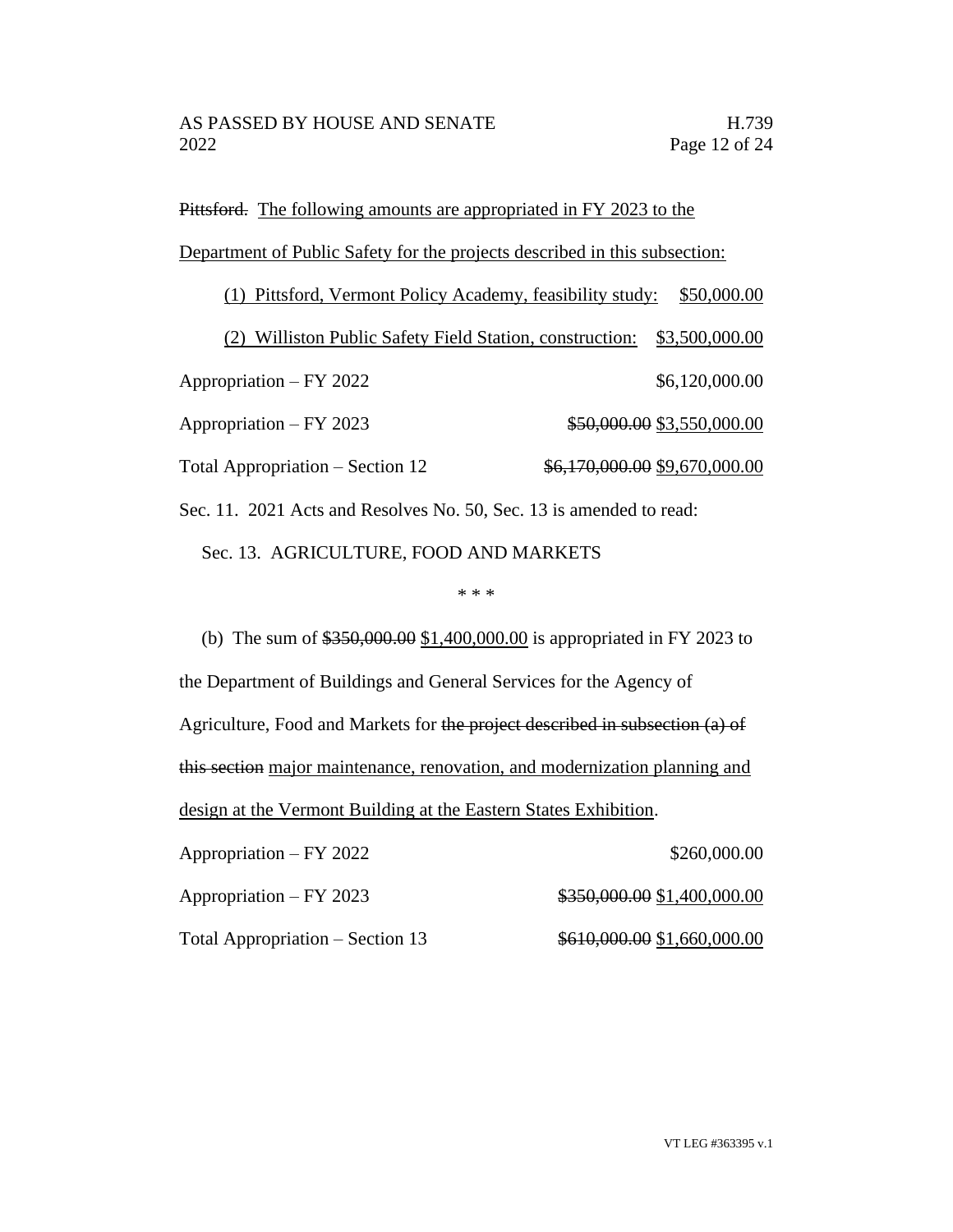~~Pittsford.~~ <u>The following amounts are appropriated in FY 2023 to the Department of Public Safety for the projects described in this subsection:</u>

<u>(1) Pittsford, Vermont Policy Academy, feasibility study: $50,000.00</u>

<u>(2) Williston Public Safety Field Station, construction: $3,500,000.00</u>

Appropriation – FY 2022 $6,120,000.00

Appropriation – FY 2023 ~~$50,000.00~~ <u>$3,550,000.00</u>

Total Appropriation – Section 12 ~~$6,170,000.00~~ <u>$9,670,000.00</u>

Sec. 11. 2021 Acts and Resolves No. 50, Sec. 13 is amended to read:

Sec. 13. AGRICULTURE, FOOD AND MARKETS

\* \* \*

(b) The sum of ~~$350,000.00~~ <u>$1,400,000.00</u> is appropriated in FY 2023 to the Department of Buildings and General Services for the Agency of Agriculture, Food and Markets for ~~the project described in subsection (a) of this section~~ <u>major maintenance, renovation, and modernization planning and design at the Vermont Building at the Eastern States Exhibition</u>.

Appropriation – FY 2022 $260,000.00

Appropriation – FY 2023 ~~$350,000.00~~ <u>$1,400,000.00</u>

Total Appropriation – Section 13 ~~$610,000.00~~ <u>$1,660,000.00</u>

VT LEG #363395 v.1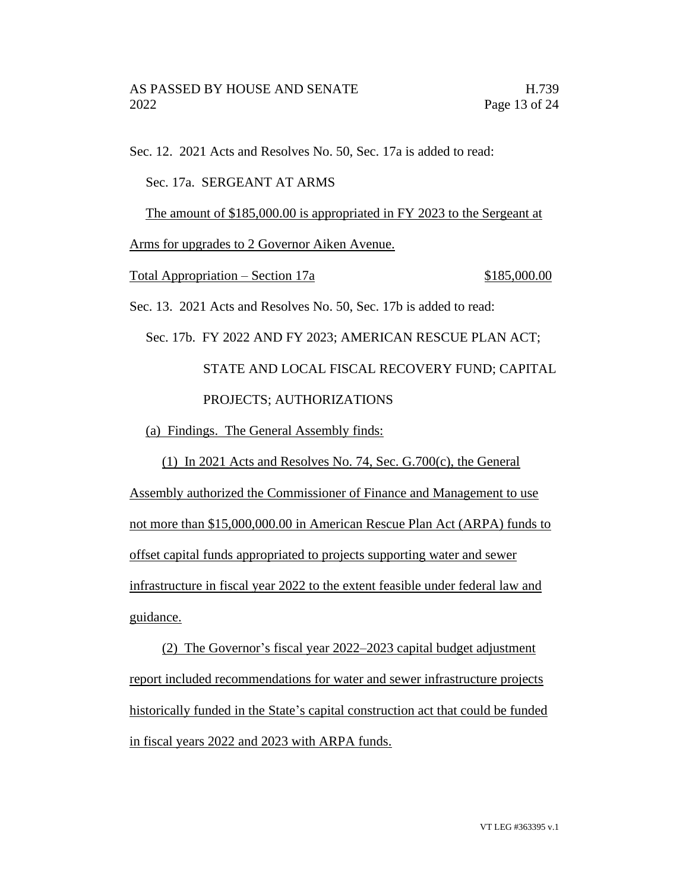Sec. 12. 2021 Acts and Resolves No. 50, Sec. 17a is added to read:

Sec. 17a. SERGEANT AT ARMS

The amount of $185,000.00 is appropriated in FY 2023 to the Sergeant at Arms for upgrades to 2 Governor Aiken Avenue.

Total Appropriation – Section 17a $185,000.00

Sec. 13. 2021 Acts and Resolves No. 50, Sec. 17b is added to read:

Sec. 17b. FY 2022 AND FY 2023; AMERICAN RESCUE PLAN ACT; STATE AND LOCAL FISCAL RECOVERY FUND; CAPITAL PROJECTS; AUTHORIZATIONS

(a) Findings. The General Assembly finds:

(1) In 2021 Acts and Resolves No. 74, Sec. G.700(c), the General Assembly authorized the Commissioner of Finance and Management to use not more than $15,000,000.00 in American Rescue Plan Act (ARPA) funds to offset capital funds appropriated to projects supporting water and sewer infrastructure in fiscal year 2022 to the extent feasible under federal law and guidance.

(2) The Governor's fiscal year 2022–2023 capital budget adjustment report included recommendations for water and sewer infrastructure projects historically funded in the State's capital construction act that could be funded in fiscal years 2022 and 2023 with ARPA funds.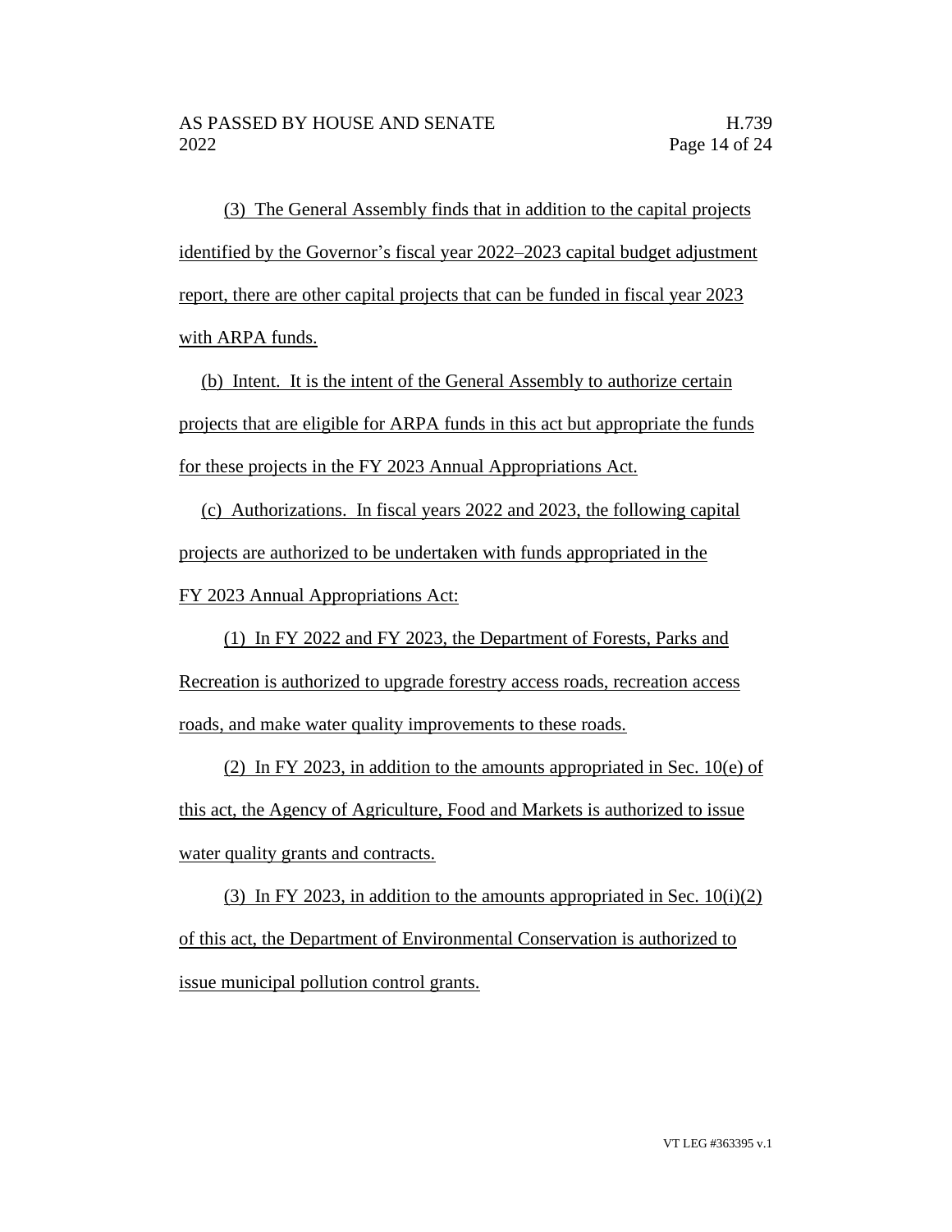(3) The General Assembly finds that in addition to the capital projects identified by the Governor's fiscal year 2022–2023 capital budget adjustment report, there are other capital projects that can be funded in fiscal year 2023 with ARPA funds.

(b) Intent. It is the intent of the General Assembly to authorize certain projects that are eligible for ARPA funds in this act but appropriate the funds for these projects in the FY 2023 Annual Appropriations Act.

(c) Authorizations. In fiscal years 2022 and 2023, the following capital projects are authorized to be undertaken with funds appropriated in the FY 2023 Annual Appropriations Act:

(1) In FY 2022 and FY 2023, the Department of Forests, Parks and Recreation is authorized to upgrade forestry access roads, recreation access roads, and make water quality improvements to these roads.

(2) In FY 2023, in addition to the amounts appropriated in Sec. 10(e) of this act, the Agency of Agriculture, Food and Markets is authorized to issue water quality grants and contracts.

(3) In FY 2023, in addition to the amounts appropriated in Sec. 10(i)(2) of this act, the Department of Environmental Conservation is authorized to issue municipal pollution control grants.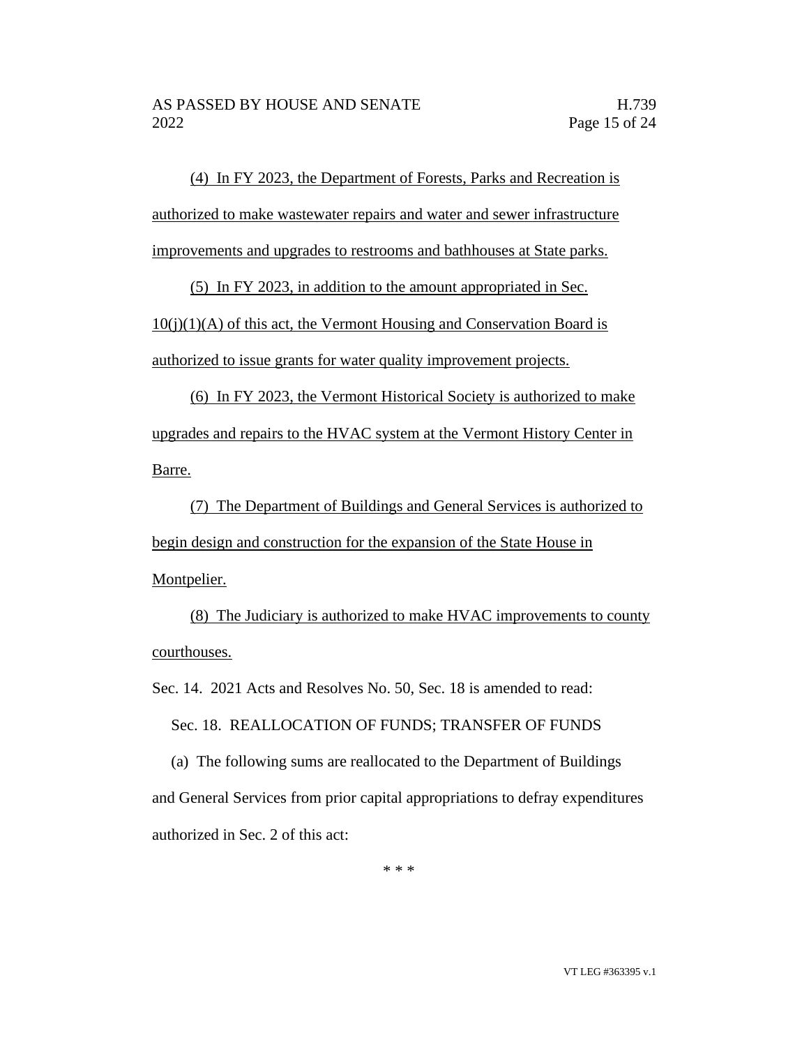(4) In FY 2023, the Department of Forests, Parks and Recreation is authorized to make wastewater repairs and water and sewer infrastructure improvements and upgrades to restrooms and bathhouses at State parks.

(5) In FY 2023, in addition to the amount appropriated in Sec. 10(j)(1)(A) of this act, the Vermont Housing and Conservation Board is authorized to issue grants for water quality improvement projects.

(6) In FY 2023, the Vermont Historical Society is authorized to make upgrades and repairs to the HVAC system at the Vermont History Center in Barre.

(7) The Department of Buildings and General Services is authorized to begin design and construction for the expansion of the State House in Montpelier.

(8) The Judiciary is authorized to make HVAC improvements to county courthouses.

Sec. 14. 2021 Acts and Resolves No. 50, Sec. 18 is amended to read:

Sec. 18. REALLOCATION OF FUNDS; TRANSFER OF FUNDS

(a) The following sums are reallocated to the Department of Buildings and General Services from prior capital appropriations to defray expenditures authorized in Sec. 2 of this act:

\* \* \*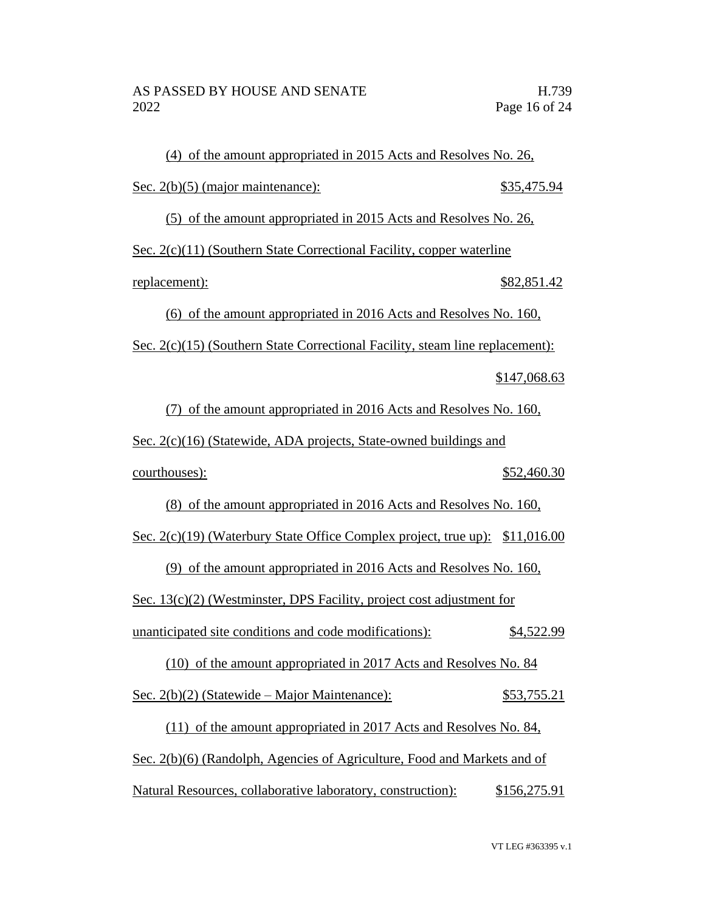(4) of the amount appropriated in 2015 Acts and Resolves No. 26, Sec. 2(b)(5) (major maintenance): $35,475.94

(5) of the amount appropriated in 2015 Acts and Resolves No. 26, Sec. 2(c)(11) (Southern State Correctional Facility, copper waterline replacement): $82,851.42

(6) of the amount appropriated in 2016 Acts and Resolves No. 160, Sec. 2(c)(15) (Southern State Correctional Facility, steam line replacement): $147,068.63

(7) of the amount appropriated in 2016 Acts and Resolves No. 160, Sec. 2(c)(16) (Statewide, ADA projects, State-owned buildings and courthouses): $52,460.30

(8) of the amount appropriated in 2016 Acts and Resolves No. 160, Sec. 2(c)(19) (Waterbury State Office Complex project, true up): $11,016.00

(9) of the amount appropriated in 2016 Acts and Resolves No. 160, Sec. 13(c)(2) (Westminster, DPS Facility, project cost adjustment for unanticipated site conditions and code modifications): $4,522.99

(10) of the amount appropriated in 2017 Acts and Resolves No. 84 Sec. 2(b)(2) (Statewide – Major Maintenance): $53,755.21

(11) of the amount appropriated in 2017 Acts and Resolves No. 84, Sec. 2(b)(6) (Randolph, Agencies of Agriculture, Food and Markets and of Natural Resources, collaborative laboratory, construction): $156,275.91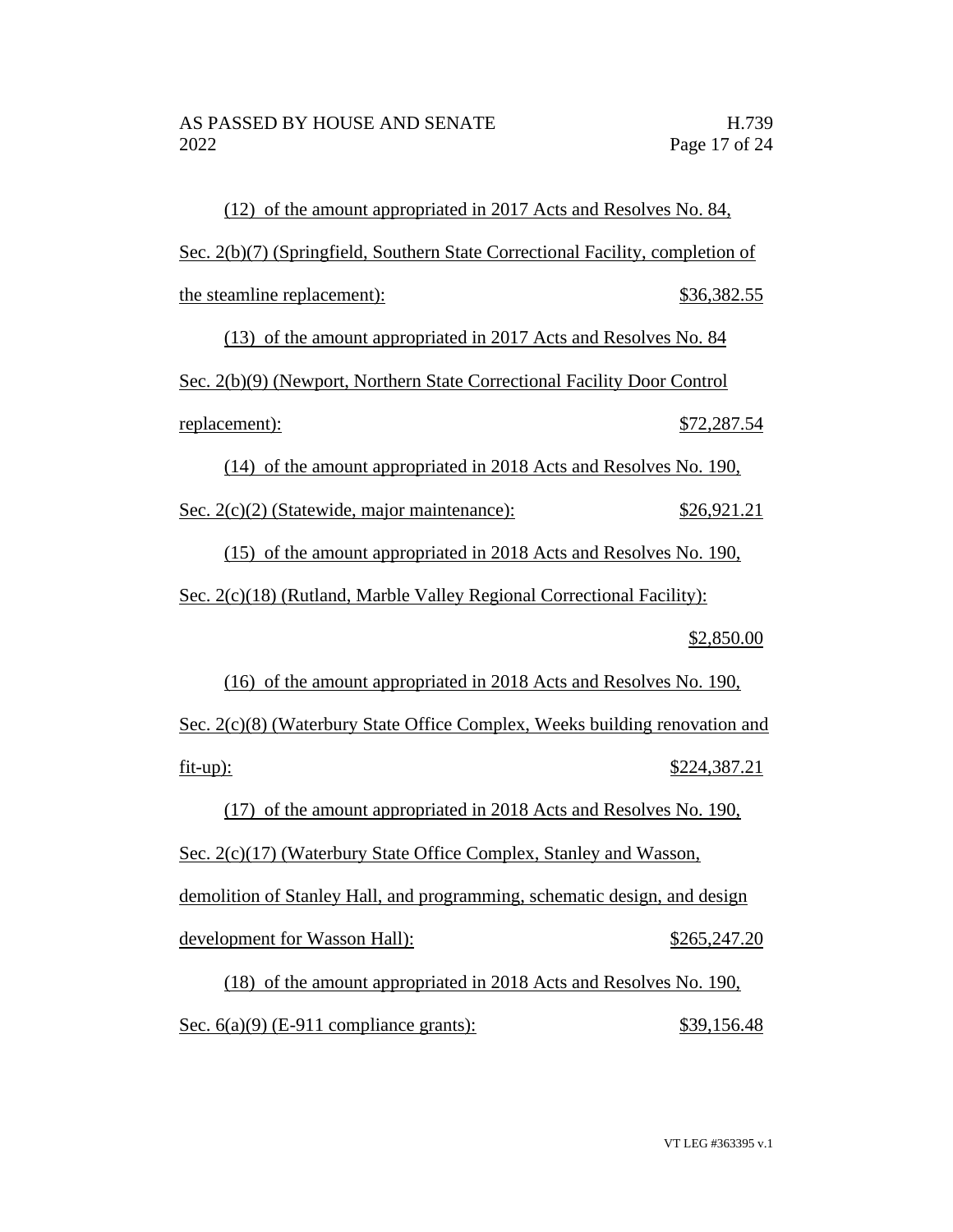(12) of the amount appropriated in 2017 Acts and Resolves No. 84, Sec. 2(b)(7) (Springfield, Southern State Correctional Facility, completion of the steamline replacement): $36,382.55

(13) of the amount appropriated in 2017 Acts and Resolves No. 84 Sec. 2(b)(9) (Newport, Northern State Correctional Facility Door Control replacement): $72,287.54

(14) of the amount appropriated in 2018 Acts and Resolves No. 190, Sec. 2(c)(2) (Statewide, major maintenance): $26,921.21

(15) of the amount appropriated in 2018 Acts and Resolves No. 190, Sec. 2(c)(18) (Rutland, Marble Valley Regional Correctional Facility): $2,850.00

(16) of the amount appropriated in 2018 Acts and Resolves No. 190, Sec. 2(c)(8) (Waterbury State Office Complex, Weeks building renovation and fit-up): $224,387.21

(17) of the amount appropriated in 2018 Acts and Resolves No. 190, Sec. 2(c)(17) (Waterbury State Office Complex, Stanley and Wasson, demolition of Stanley Hall, and programming, schematic design, and design development for Wasson Hall): $265,247.20

(18) of the amount appropriated in 2018 Acts and Resolves No. 190, Sec. 6(a)(9) (E-911 compliance grants): $39,156.48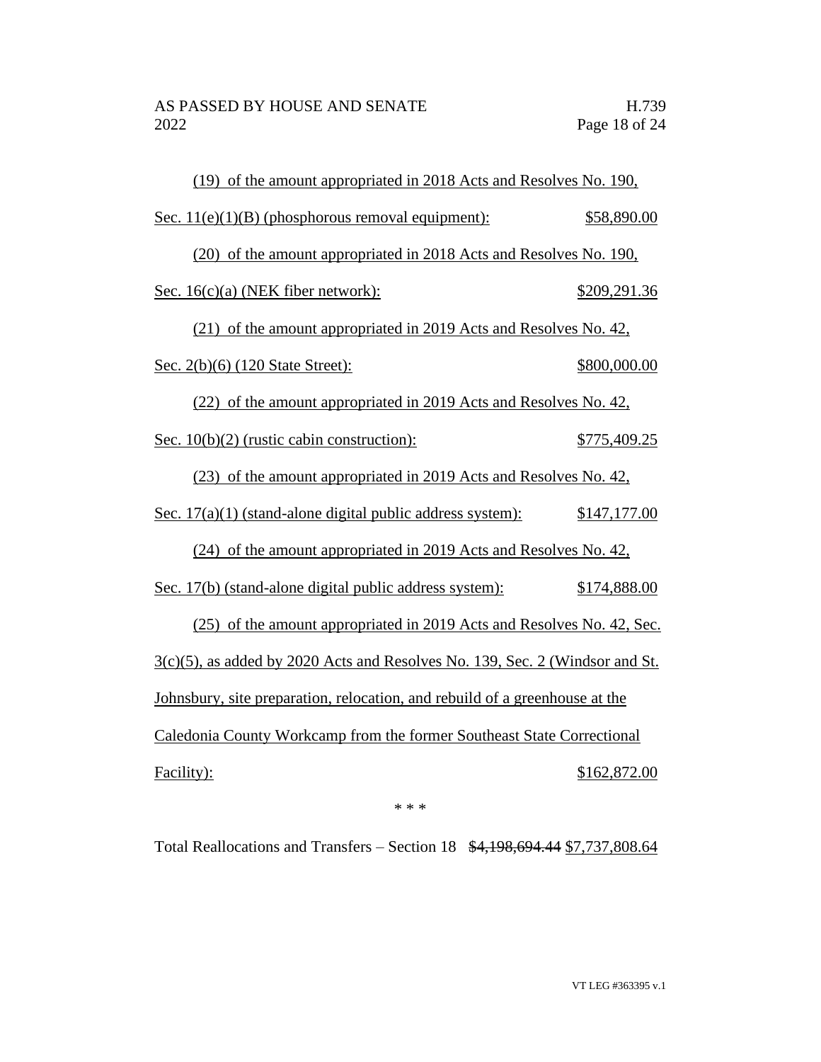(19) of the amount appropriated in 2018 Acts and Resolves No. 190, Sec. 11(e)(1)(B) (phosphorous removal equipment): $58,890.00

(20) of the amount appropriated in 2018 Acts and Resolves No. 190, Sec. 16(c)(a) (NEK fiber network): $209,291.36

(21) of the amount appropriated in 2019 Acts and Resolves No. 42, Sec. 2(b)(6) (120 State Street): $800,000.00

(22) of the amount appropriated in 2019 Acts and Resolves No. 42, Sec. 10(b)(2) (rustic cabin construction): $775,409.25

(23) of the amount appropriated in 2019 Acts and Resolves No. 42, Sec. 17(a)(1) (stand-alone digital public address system): $147,177.00

(24) of the amount appropriated in 2019 Acts and Resolves No. 42, Sec. 17(b) (stand-alone digital public address system): $174,888.00

(25) of the amount appropriated in 2019 Acts and Resolves No. 42, Sec. 3(c)(5), as added by 2020 Acts and Resolves No. 139, Sec. 2 (Windsor and St. Johnsbury, site preparation, relocation, and rebuild of a greenhouse at the Caledonia County Workcamp from the former Southeast State Correctional Facility): $162,872.00

\* \* \*

Total Reallocations and Transfers – Section 18 ~~$4,198,694.44~~ $7,737,808.64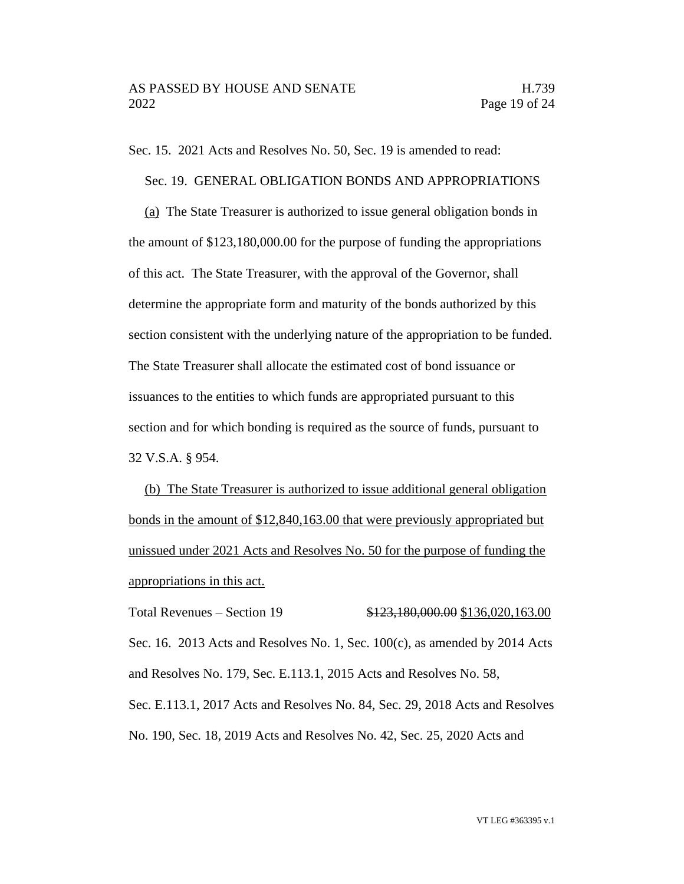Sec. 15. 2021 Acts and Resolves No. 50, Sec. 19 is amended to read:

Sec. 19. GENERAL OBLIGATION BONDS AND APPROPRIATIONS

<u>(a)</u> The State Treasurer is authorized to issue general obligation bonds in the amount of $123,180,000.00 for the purpose of funding the appropriations of this act. The State Treasurer, with the approval of the Governor, shall determine the appropriate form and maturity of the bonds authorized by this section consistent with the underlying nature of the appropriation to be funded. The State Treasurer shall allocate the estimated cost of bond issuance or issuances to the entities to which funds are appropriated pursuant to this section and for which bonding is required as the source of funds, pursuant to 32 V.S.A. § 954.

<u>(b) The State Treasurer is authorized to issue additional general obligation bonds in the amount of $12,840,163.00 that were previously appropriated but unissued under 2021 Acts and Resolves No. 50 for the purpose of funding the appropriations in this act.</u>

Total Revenues – Section 19 ~~$123,180,000.00~~ <u>$136,020,163.00</u>

Sec. 16. 2013 Acts and Resolves No. 1, Sec. 100(c), as amended by 2014 Acts and Resolves No. 179, Sec. E.113.1, 2015 Acts and Resolves No. 58, Sec. E.113.1, 2017 Acts and Resolves No. 84, Sec. 29, 2018 Acts and Resolves No. 190, Sec. 18, 2019 Acts and Resolves No. 42, Sec. 25, 2020 Acts and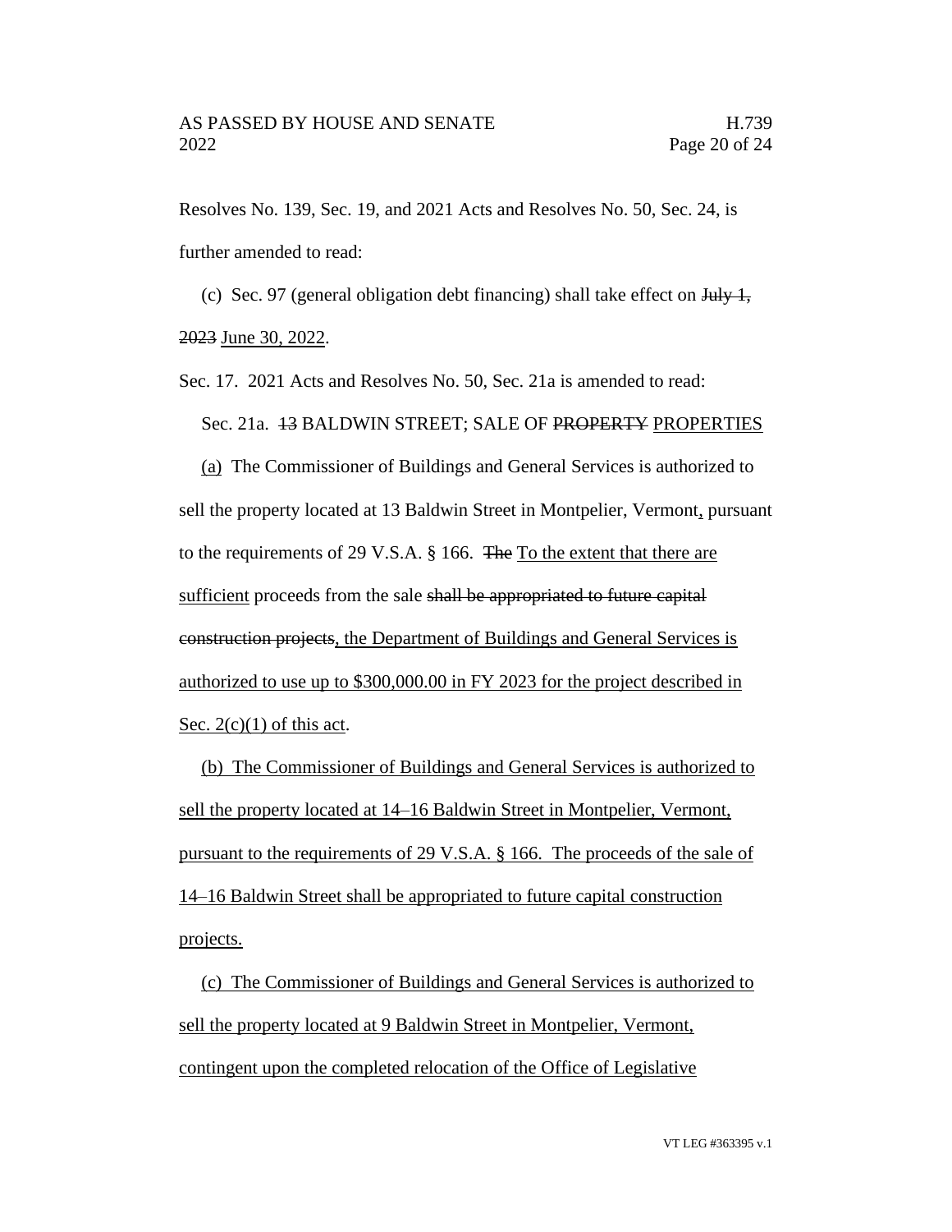Resolves No. 139, Sec. 19, and 2021 Acts and Resolves No. 50, Sec. 24, is further amended to read:

(c) Sec. 97 (general obligation debt financing) shall take effect on ~~July 1, 2023~~ <u>June 30, 2022</u>.

Sec. 17. 2021 Acts and Resolves No. 50, Sec. 21a is amended to read:

Sec. 21a. ~~13~~ BALDWIN STREET; SALE OF ~~PROPERTY~~ <u>PROPERTIES</u>

<u>(a)</u> The Commissioner of Buildings and General Services is authorized to sell the property located at 13 Baldwin Street in Montpelier, Vermont<u>,</u> pursuant to the requirements of 29 V.S.A. § 166. ~~The~~ <u>To the extent that there are sufficient</u> proceeds from the sale ~~shall be appropriated to future capital construction projects~~<u>, the Department of Buildings and General Services is authorized to use up to $300,000.00 in FY 2023 for the project described in Sec. 2(c)(1) of this act</u>.

<u>(b) The Commissioner of Buildings and General Services is authorized to sell the property located at 14–16 Baldwin Street in Montpelier, Vermont, pursuant to the requirements of 29 V.S.A. § 166. The proceeds of the sale of 14–16 Baldwin Street shall be appropriated to future capital construction projects.</u>

<u>(c) The Commissioner of Buildings and General Services is authorized to sell the property located at 9 Baldwin Street in Montpelier, Vermont, contingent upon the completed relocation of the Office of Legislative</u>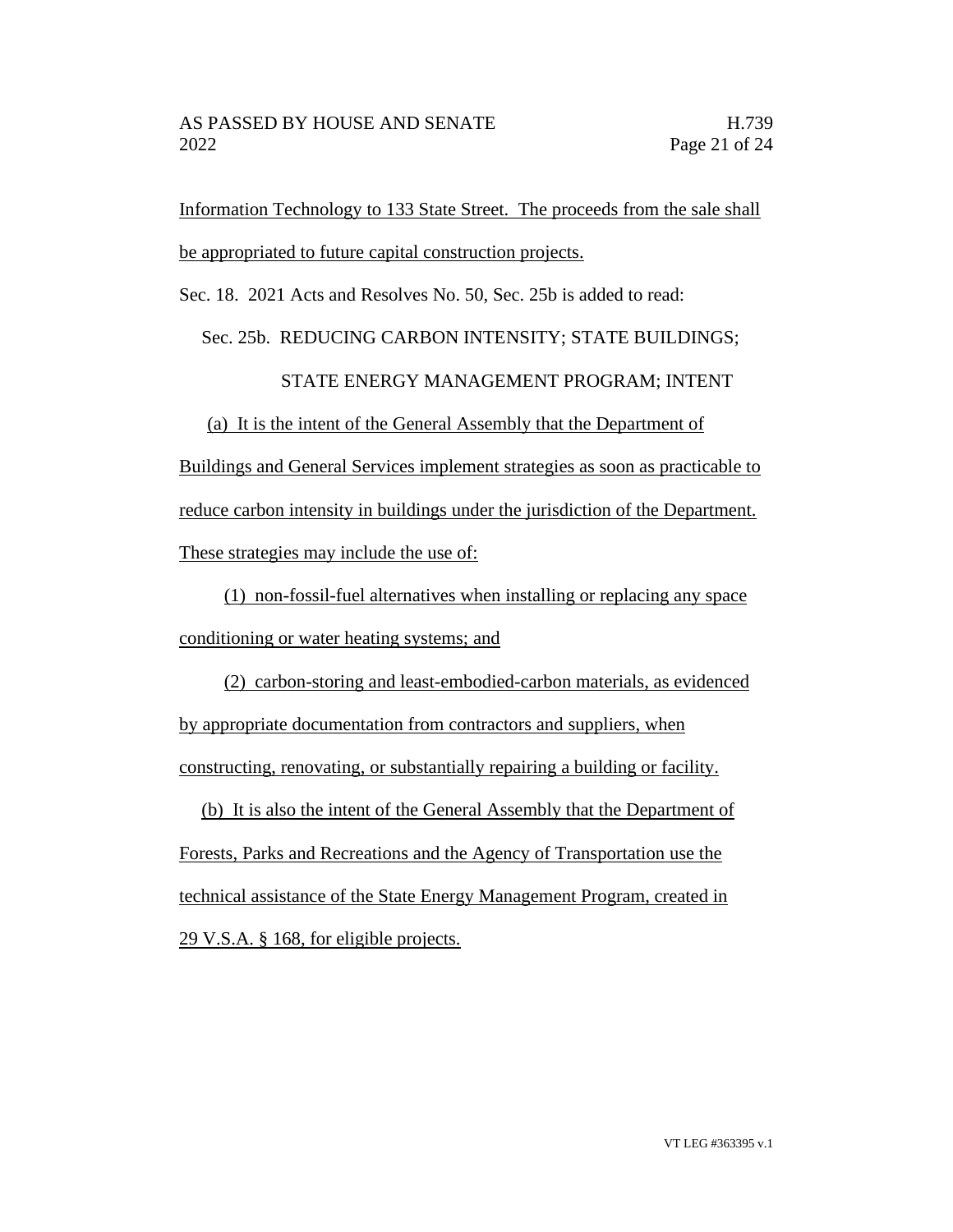Information Technology to 133 State Street. The proceeds from the sale shall be appropriated to future capital construction projects.

Sec. 18. 2021 Acts and Resolves No. 50, Sec. 25b is added to read:

Sec. 25b. REDUCING CARBON INTENSITY; STATE BUILDINGS; STATE ENERGY MANAGEMENT PROGRAM; INTENT

(a) It is the intent of the General Assembly that the Department of Buildings and General Services implement strategies as soon as practicable to reduce carbon intensity in buildings under the jurisdiction of the Department. These strategies may include the use of:

(1) non-fossil-fuel alternatives when installing or replacing any space conditioning or water heating systems; and

(2) carbon-storing and least-embodied-carbon materials, as evidenced by appropriate documentation from contractors and suppliers, when constructing, renovating, or substantially repairing a building or facility.

(b) It is also the intent of the General Assembly that the Department of Forests, Parks and Recreations and the Agency of Transportation use the technical assistance of the State Energy Management Program, created in 29 V.S.A. § 168, for eligible projects.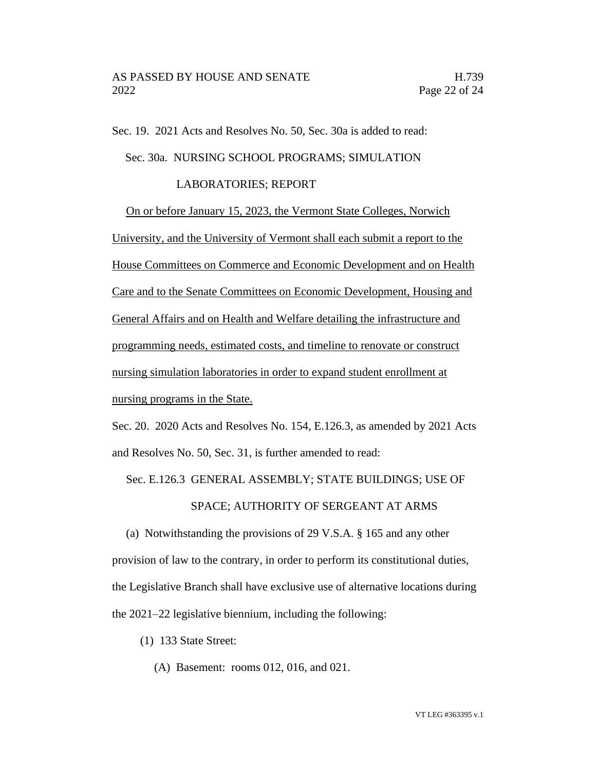Sec. 19. 2021 Acts and Resolves No. 50, Sec. 30a is added to read:

Sec. 30a. NURSING SCHOOL PROGRAMS; SIMULATION LABORATORIES; REPORT

On or before January 15, 2023, the Vermont State Colleges, Norwich University, and the University of Vermont shall each submit a report to the House Committees on Commerce and Economic Development and on Health Care and to the Senate Committees on Economic Development, Housing and General Affairs and on Health and Welfare detailing the infrastructure and programming needs, estimated costs, and timeline to renovate or construct nursing simulation laboratories in order to expand student enrollment at nursing programs in the State.

Sec. 20. 2020 Acts and Resolves No. 154, E.126.3, as amended by 2021 Acts and Resolves No. 50, Sec. 31, is further amended to read:

Sec. E.126.3 GENERAL ASSEMBLY; STATE BUILDINGS; USE OF SPACE; AUTHORITY OF SERGEANT AT ARMS

(a) Notwithstanding the provisions of 29 V.S.A. § 165 and any other provision of law to the contrary, in order to perform its constitutional duties, the Legislative Branch shall have exclusive use of alternative locations during the 2021–22 legislative biennium, including the following:

(1) 133 State Street:

(A) Basement: rooms 012, 016, and 021.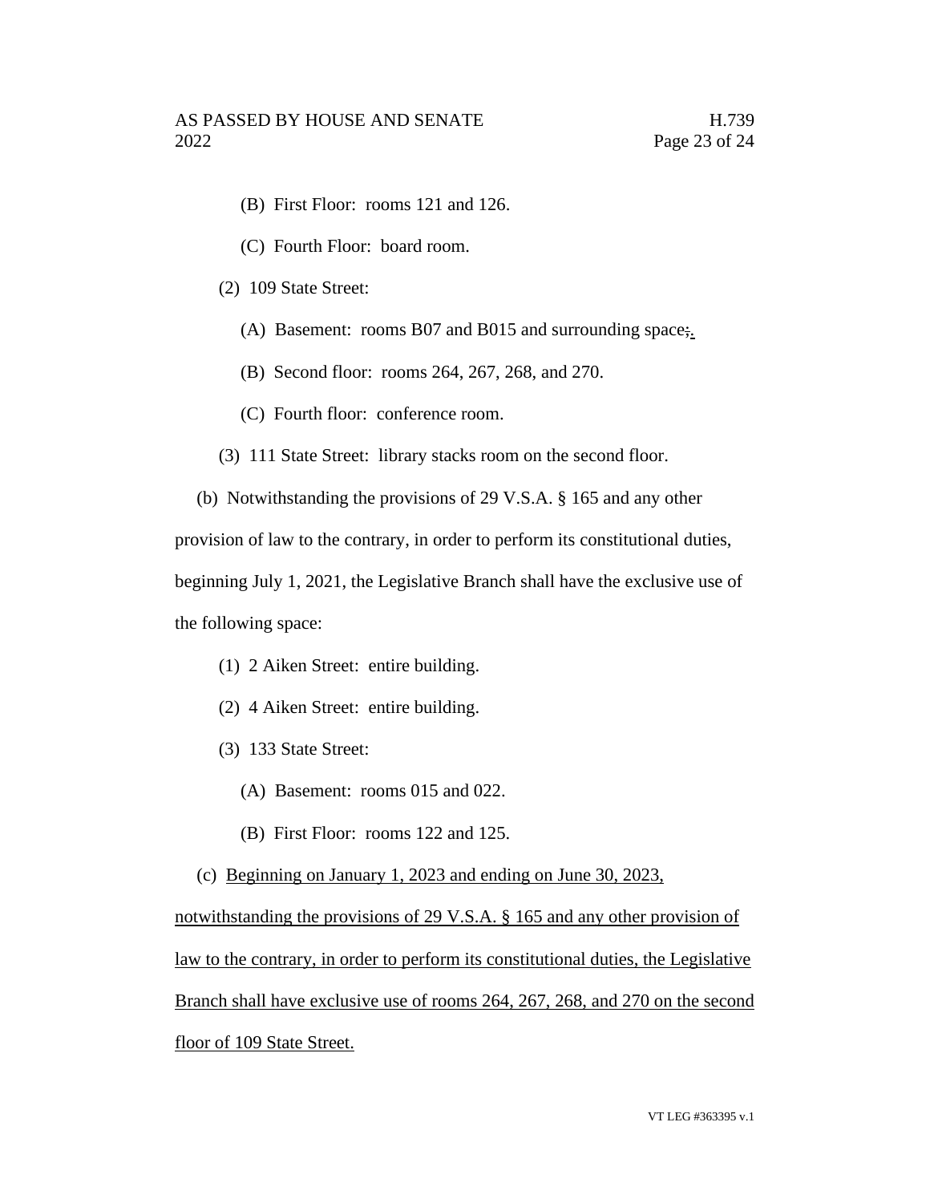(B) First Floor: rooms 121 and 126.

(C) Fourth Floor: board room.

(2) 109 State Street:

(A) Basement: rooms B07 and B015 and surrounding space;.

(B) Second floor: rooms 264, 267, 268, and 270.

(C) Fourth floor: conference room.

(3) 111 State Street: library stacks room on the second floor.

(b) Notwithstanding the provisions of 29 V.S.A. § 165 and any other provision of law to the contrary, in order to perform its constitutional duties, beginning July 1, 2021, the Legislative Branch shall have the exclusive use of the following space:

(1) 2 Aiken Street: entire building.

(2) 4 Aiken Street: entire building.

(3) 133 State Street:

(A) Basement: rooms 015 and 022.

(B) First Floor: rooms 122 and 125.

(c) Beginning on January 1, 2023 and ending on June 30, 2023, notwithstanding the provisions of 29 V.S.A. § 165 and any other provision of law to the contrary, in order to perform its constitutional duties, the Legislative Branch shall have exclusive use of rooms 264, 267, 268, and 270 on the second floor of 109 State Street.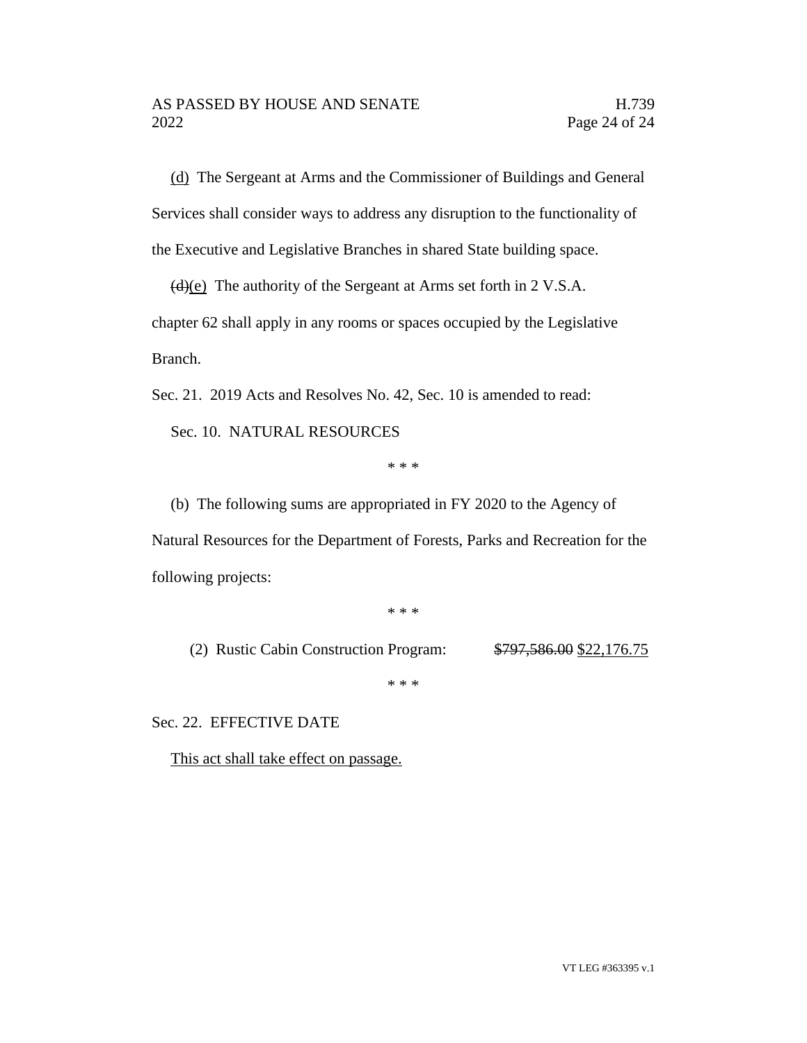(d) The Sergeant at Arms and the Commissioner of Buildings and General Services shall consider ways to address any disruption to the functionality of the Executive and Legislative Branches in shared State building space.

~~(d)~~(e) The authority of the Sergeant at Arms set forth in 2 V.S.A. chapter 62 shall apply in any rooms or spaces occupied by the Legislative Branch.

Sec. 21. 2019 Acts and Resolves No. 42, Sec. 10 is amended to read:

Sec. 10. NATURAL RESOURCES

\* \* \*

(b) The following sums are appropriated in FY 2020 to the Agency of Natural Resources for the Department of Forests, Parks and Recreation for the following projects:

\* \* \*

(2) Rustic Cabin Construction Program: ~~$797,586.00~~ $22,176.75

\* \* \*

Sec. 22. EFFECTIVE DATE

This act shall take effect on passage.